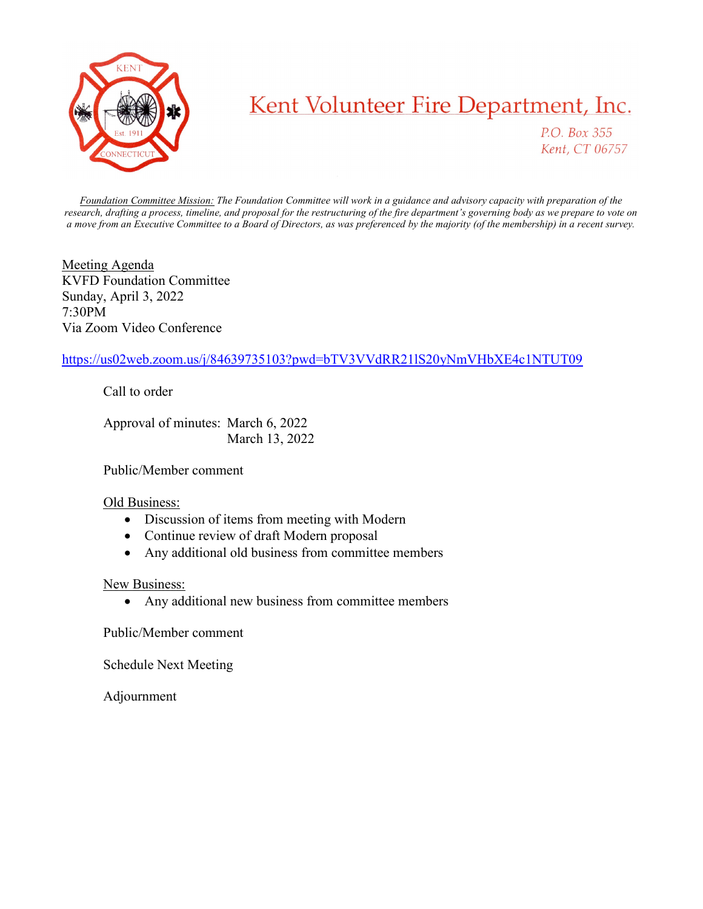# Kent Volunteer Fire Department, Inc.

*P.O. Box 355*
*Kent, CT 06757*

*Foundation Committee Mission:* *The Foundation Committee will work in a guidance and advisory capacity with preparation of the research, drafting a process, timeline, and proposal for the restructuring of the fire department's governing body as we prepare to vote on a move from an Executive Committee to a Board of Directors, as was preferenced by the majority (of the membership) in a recent survey.*

Meeting Agenda
KVFD Foundation Committee
Sunday, April 3, 2022
7:30PM
Via Zoom Video Conference

https://us02web.zoom.us/j/84639735103?pwd=bTV3VVdRR21lS20yNmVHbXE4c1NTUT09

Call to order

Approval of minutes: March 6, 2022
March 13, 2022

Public/Member comment

Old Business:

- Discussion of items from meeting with Modern
- Continue review of draft Modern proposal
- Any additional old business from committee members

New Business:

- Any additional new business from committee members

Public/Member comment

Schedule Next Meeting

Adjournment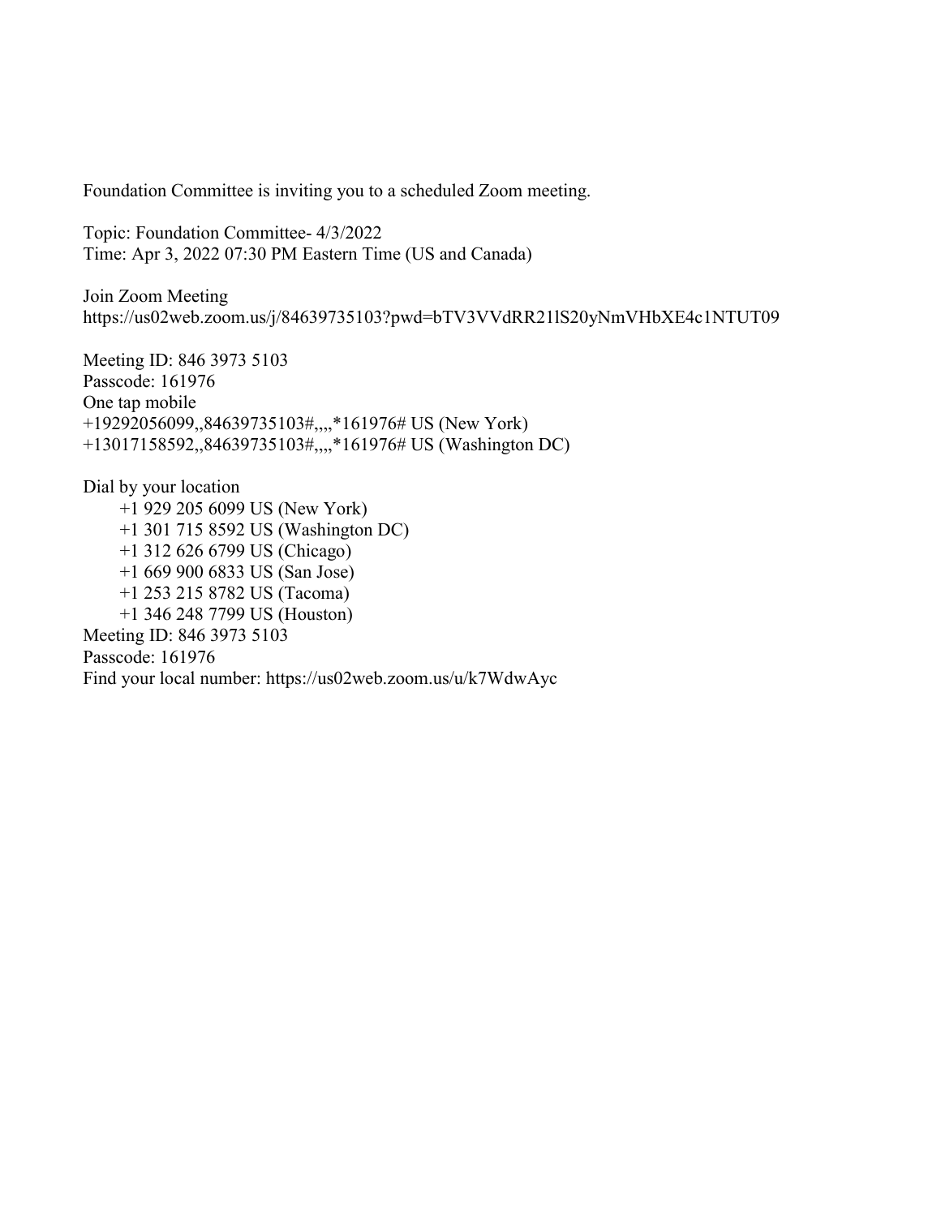Foundation Committee is inviting you to a scheduled Zoom meeting.

Topic: Foundation Committee- 4/3/2022
Time: Apr 3, 2022 07:30 PM Eastern Time (US and Canada)

Join Zoom Meeting
https://us02web.zoom.us/j/84639735103?pwd=bTV3VVdRR21lS20yNmVHbXE4c1NTUT09

Meeting ID: 846 3973 5103
Passcode: 161976
One tap mobile
+19292056099,,84639735103#,,,,*161976# US (New York)
+13017158592,,84639735103#,,,,*161976# US (Washington DC)

Dial by your location
- +1 929 205 6099 US (New York)
- +1 301 715 8592 US (Washington DC)
- +1 312 626 6799 US (Chicago)
- +1 669 900 6833 US (San Jose)
- +1 253 215 8782 US (Tacoma)
- +1 346 248 7799 US (Houston)

Meeting ID: 846 3973 5103
Passcode: 161976
Find your local number: https://us02web.zoom.us/u/k7WdwAyc